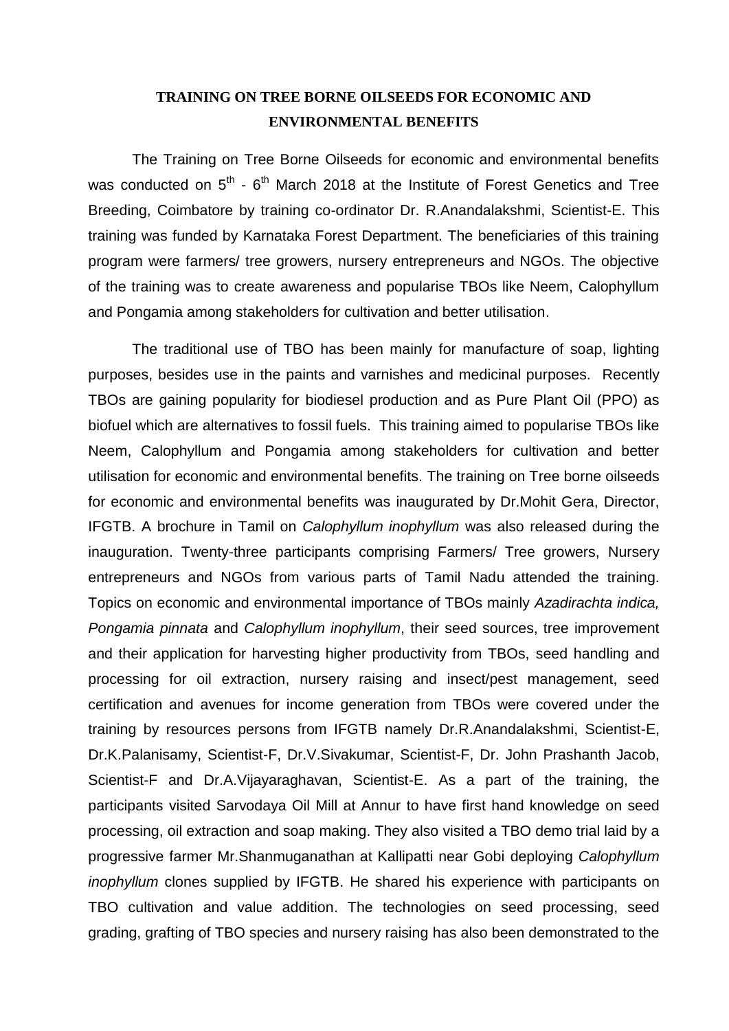# TRAINING ON TREE BORNE OILSEEDS FOR ECONOMIC AND ENVIRONMENTAL BENEFITS

The Training on Tree Borne Oilseeds for economic and environmental benefits was conducted on 5$^{th}$ - 6$^{th}$ March 2018 at the Institute of Forest Genetics and Tree Breeding, Coimbatore by training co-ordinator Dr. R.Anandalakshmi, Scientist-E. This training was funded by Karnataka Forest Department. The beneficiaries of this training program were farmers/ tree growers, nursery entrepreneurs and NGOs. The objective of the training was to create awareness and popularise TBOs like Neem, Calophyllum and Pongamia among stakeholders for cultivation and better utilisation.

The traditional use of TBO has been mainly for manufacture of soap, lighting purposes, besides use in the paints and varnishes and medicinal purposes. Recently TBOs are gaining popularity for biodiesel production and as Pure Plant Oil (PPO) as biofuel which are alternatives to fossil fuels. This training aimed to popularise TBOs like Neem, Calophyllum and Pongamia among stakeholders for cultivation and better utilisation for economic and environmental benefits. The training on Tree borne oilseeds for economic and environmental benefits was inaugurated by Dr.Mohit Gera, Director, IFGTB. A brochure in Tamil on *Calophyllum inophyllum* was also released during the inauguration. Twenty-three participants comprising Farmers/ Tree growers, Nursery entrepreneurs and NGOs from various parts of Tamil Nadu attended the training. Topics on economic and environmental importance of TBOs mainly *Azadirachta indica, Pongamia pinnata* and *Calophyllum inophyllum*, their seed sources, tree improvement and their application for harvesting higher productivity from TBOs, seed handling and processing for oil extraction, nursery raising and insect/pest management, seed certification and avenues for income generation from TBOs were covered under the training by resources persons from IFGTB namely Dr.R.Anandalakshmi, Scientist-E, Dr.K.Palanisamy, Scientist-F, Dr.V.Sivakumar, Scientist-F, Dr. John Prashanth Jacob, Scientist-F and Dr.A.Vijayaraghavan, Scientist-E. As a part of the training, the participants visited Sarvodaya Oil Mill at Annur to have first hand knowledge on seed processing, oil extraction and soap making. They also visited a TBO demo trial laid by a progressive farmer Mr.Shanmuganathan at Kallipatti near Gobi deploying *Calophyllum inophyllum* clones supplied by IFGTB. He shared his experience with participants on TBO cultivation and value addition. The technologies on seed processing, seed grading, grafting of TBO species and nursery raising has also been demonstrated to the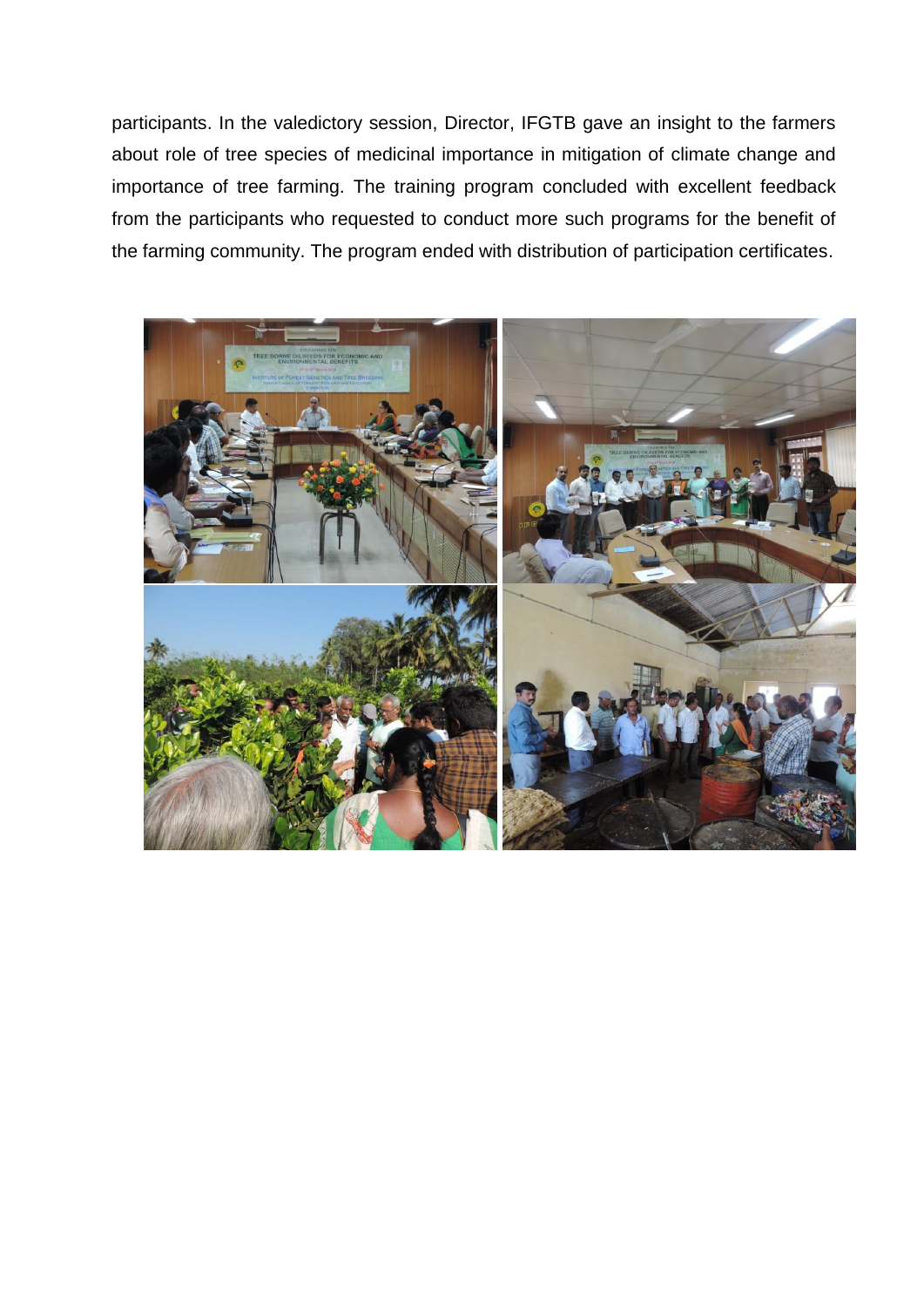participants. In the valedictory session, Director, IFGTB gave an insight to the farmers about role of tree species of medicinal importance in mitigation of climate change and importance of tree farming. The training program concluded with excellent feedback from the participants who requested to conduct more such programs for the benefit of the farming community. The program ended with distribution of participation certificates.